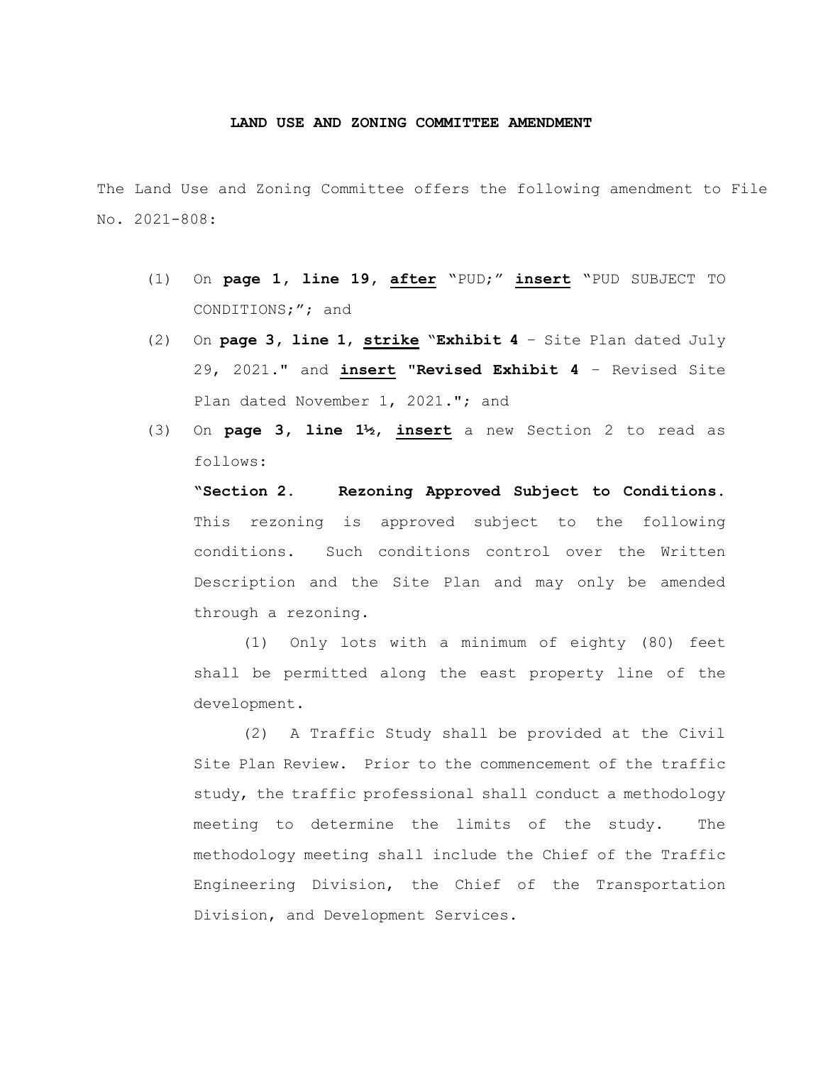**LAND USE AND ZONING COMMITTEE AMENDMENT**

The Land Use and Zoning Committee offers the following amendment to File No. 2021-808:

(1) On **page 1, line 19, <u>after</u>** "PUD;" **<u>insert</u>** "PUD SUBJECT TO CONDITIONS;"; and

(2) On **page 3, line 1, <u>strike</u>** "**Exhibit 4** – Site Plan dated July 29, 2021." and **<u>insert</u>** "**Revised Exhibit 4** – Revised Site Plan dated November 1, 2021."; and

(3) On **page 3, line 1½, <u>insert</u>** a new Section 2 to read as follows:

"**Section 2. Rezoning Approved Subject to Conditions.** This rezoning is approved subject to the following conditions. Such conditions control over the Written Description and the Site Plan and may only be amended through a rezoning.

(1) Only lots with a minimum of eighty (80) feet shall be permitted along the east property line of the development.

(2) A Traffic Study shall be provided at the Civil Site Plan Review. Prior to the commencement of the traffic study, the traffic professional shall conduct a methodology meeting to determine the limits of the study. The methodology meeting shall include the Chief of the Traffic Engineering Division, the Chief of the Transportation Division, and Development Services.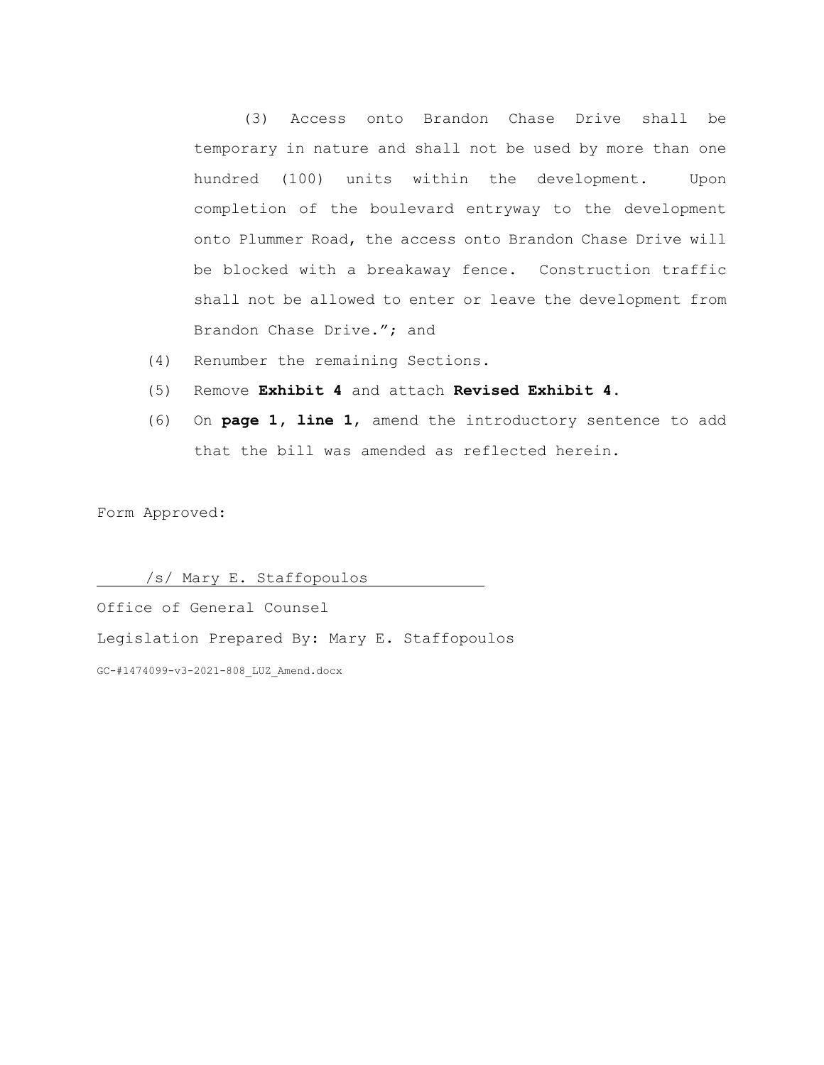(3) Access onto Brandon Chase Drive shall be temporary in nature and shall not be used by more than one hundred (100) units within the development. Upon completion of the boulevard entryway to the development onto Plummer Road, the access onto Brandon Chase Drive will be blocked with a breakaway fence. Construction traffic shall not be allowed to enter or leave the development from Brandon Chase Drive."; and

(4) Renumber the remaining Sections.

(5) Remove **Exhibit 4** and attach **Revised Exhibit 4.**

(6) On **page 1, line 1**, amend the introductory sentence to add that the bill was amended as reflected herein.

Form Approved:

/s/ Mary E. Staffopoulos

Office of General Counsel

Legislation Prepared By: Mary E. Staffopoulos

GC-#1474099-v3-2021-808_LUZ_Amend.docx